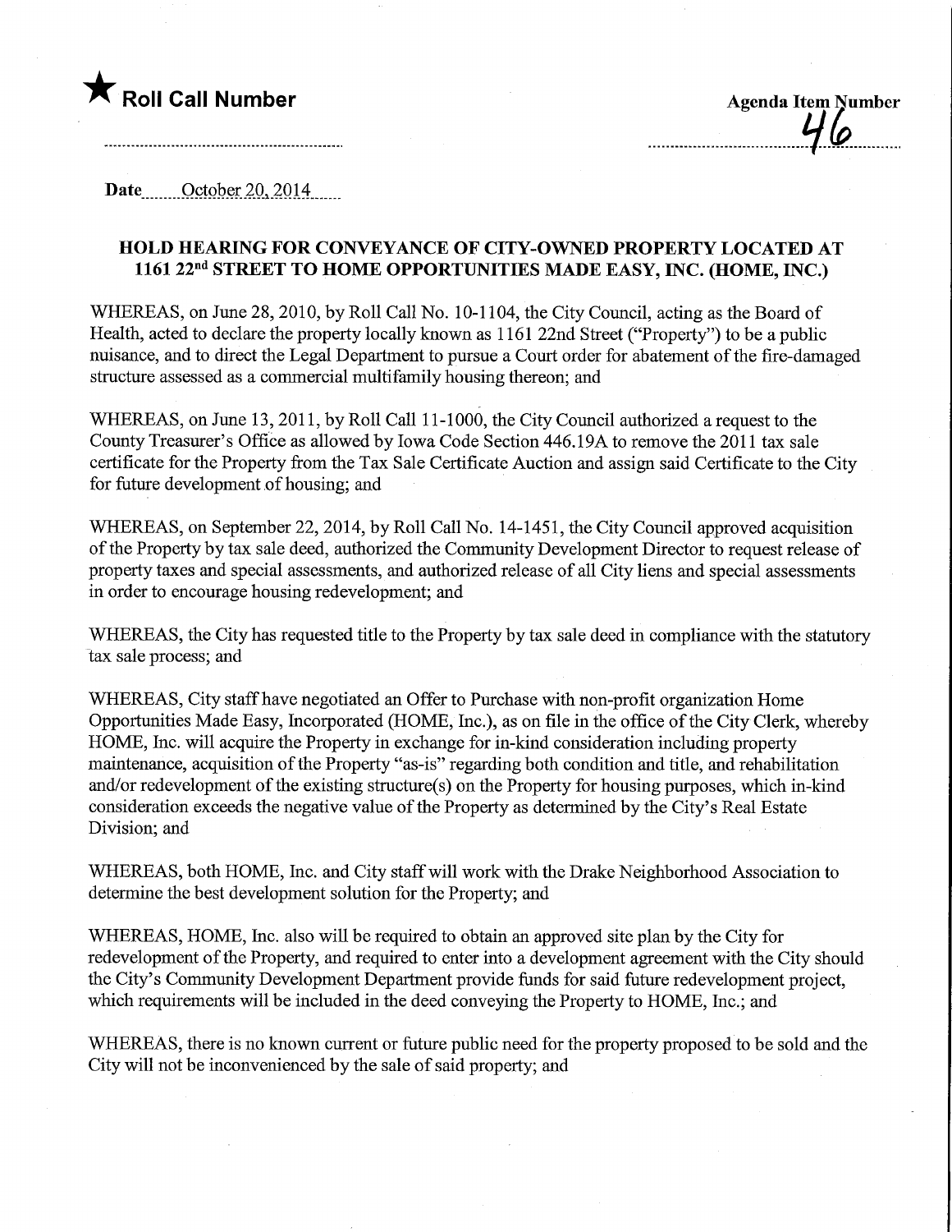★ **Roll Call Number**

**Agenda Item Number**
46

Date October 20, 2014

## HOLD HEARING FOR CONVEYANCE OF CITY-OWNED PROPERTY LOCATED AT 1161 22nd STREET TO HOME OPPORTUNITIES MADE EASY, INC. (HOME, INC.)

WHEREAS, on June 28, 2010, by Roll Call No. 10-1104, the City Council, acting as the Board of Health, acted to declare the property locally known as 1161 22nd Street ("Property") to be a public nuisance, and to direct the Legal Department to pursue a Court order for abatement of the fire-damaged structure assessed as a commercial multifamily housing thereon; and

WHEREAS, on June 13, 2011, by Roll Call 11-1000, the City Council authorized a request to the County Treasurer's Office as allowed by Iowa Code Section 446.19A to remove the 2011 tax sale certificate for the Property from the Tax Sale Certificate Auction and assign said Certificate to the City for future development of housing; and

WHEREAS, on September 22, 2014, by Roll Call No. 14-1451, the City Council approved acquisition of the Property by tax sale deed, authorized the Community Development Director to request release of property taxes and special assessments, and authorized release of all City liens and special assessments in order to encourage housing redevelopment; and

WHEREAS, the City has requested title to the Property by tax sale deed in compliance with the statutory tax sale process; and

WHEREAS, City staff have negotiated an Offer to Purchase with non-profit organization Home Opportunities Made Easy, Incorporated (HOME, Inc.), as on file in the office of the City Clerk, whereby HOME, Inc. will acquire the Property in exchange for in-kind consideration including property maintenance, acquisition of the Property "as-is" regarding both condition and title, and rehabilitation and/or redevelopment of the existing structure(s) on the Property for housing purposes, which in-kind consideration exceeds the negative value of the Property as determined by the City's Real Estate Division; and

WHEREAS, both HOME, Inc. and City staff will work with the Drake Neighborhood Association to determine the best development solution for the Property; and

WHEREAS, HOME, Inc. also will be required to obtain an approved site plan by the City for redevelopment of the Property, and required to enter into a development agreement with the City should the City's Community Development Department provide funds for said future redevelopment project, which requirements will be included in the deed conveying the Property to HOME, Inc.; and

WHEREAS, there is no known current or future public need for the property proposed to be sold and the City will not be inconvenienced by the sale of said property; and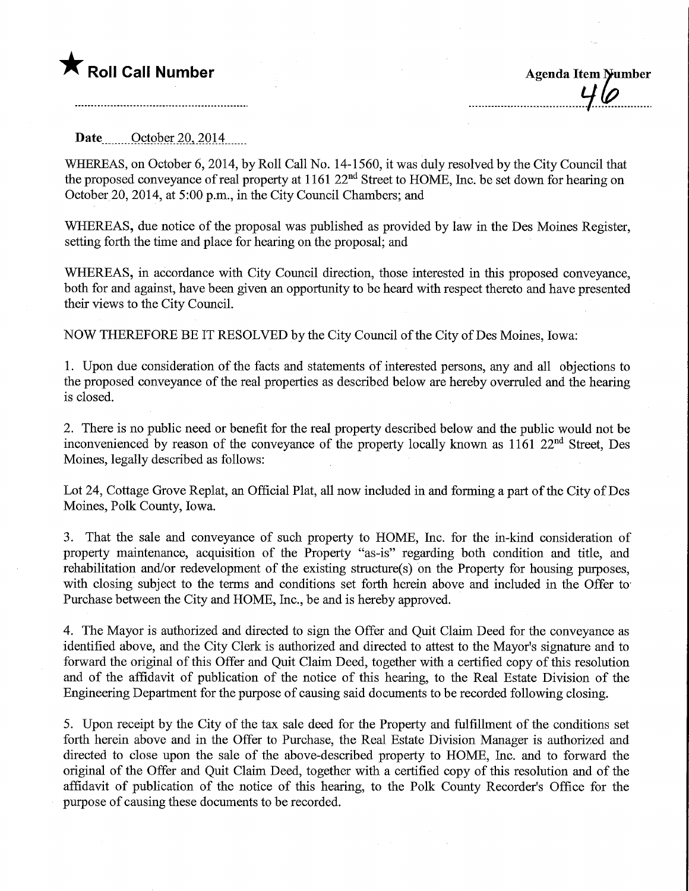★ **Roll Call Number**

**Agenda Item Number**
46

**Date** October 20, 2014

WHEREAS, on October 6, 2014, by Roll Call No. 14-1560, it was duly resolved by the City Council that the proposed conveyance of real property at 1161 22nd Street to HOME, Inc. be set down for hearing on October 20, 2014, at 5:00 p.m., in the City Council Chambers; and

WHEREAS, due notice of the proposal was published as provided by law in the Des Moines Register, setting forth the time and place for hearing on the proposal; and

WHEREAS, in accordance with City Council direction, those interested in this proposed conveyance, both for and against, have been given an opportunity to be heard with respect thereto and have presented their views to the City Council.

NOW THEREFORE BE IT RESOLVED by the City Council of the City of Des Moines, Iowa:

1. Upon due consideration of the facts and statements of interested persons, any and all objections to the proposed conveyance of the real properties as described below are hereby overruled and the hearing is closed.

2. There is no public need or benefit for the real property described below and the public would not be inconvenienced by reason of the conveyance of the property locally known as 1161 22nd Street, Des Moines, legally described as follows:

Lot 24, Cottage Grove Replat, an Official Plat, all now included in and forming a part of the City of Des Moines, Polk County, Iowa.

3. That the sale and conveyance of such property to HOME, Inc. for the in-kind consideration of property maintenance, acquisition of the Property "as-is" regarding both condition and title, and rehabilitation and/or redevelopment of the existing structure(s) on the Property for housing purposes, with closing subject to the terms and conditions set forth herein above and included in the Offer to Purchase between the City and HOME, Inc., be and is hereby approved.

4. The Mayor is authorized and directed to sign the Offer and Quit Claim Deed for the conveyance as identified above, and the City Clerk is authorized and directed to attest to the Mayor's signature and to forward the original of this Offer and Quit Claim Deed, together with a certified copy of this resolution and of the affidavit of publication of the notice of this hearing, to the Real Estate Division of the Engineering Department for the purpose of causing said documents to be recorded following closing.

5. Upon receipt by the City of the tax sale deed for the Property and fulfillment of the conditions set forth herein above and in the Offer to Purchase, the Real Estate Division Manager is authorized and directed to close upon the sale of the above-described property to HOME, Inc. and to forward the original of the Offer and Quit Claim Deed, together with a certified copy of this resolution and of the affidavit of publication of the notice of this hearing, to the Polk County Recorder's Office for the purpose of causing these documents to be recorded.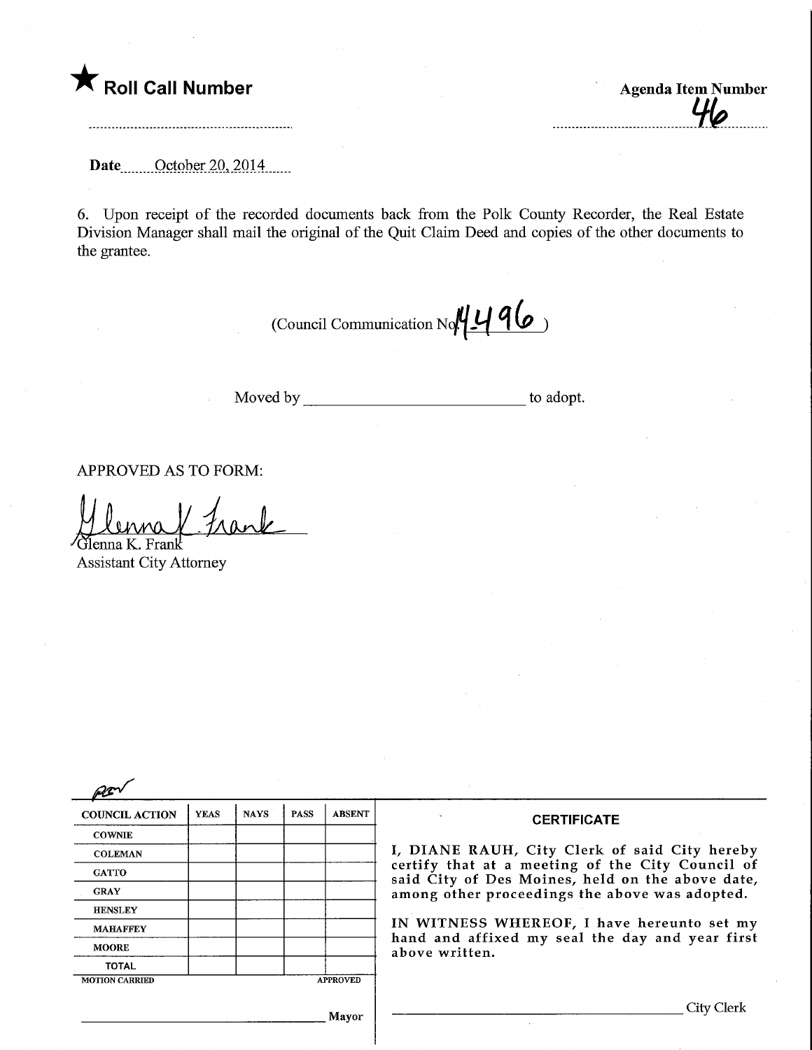★ **Roll Call Number**

**Agenda Item Number**

46

**Date** October 20, 2014

6. Upon receipt of the recorded documents back from the Polk County Recorder, the Real Estate Division Manager shall mail the original of the Quit Claim Deed and copies of the other documents to the grantee.

(Council Communication No. 14-496)

Moved by ____________________ to adopt.

APPROVED AS TO FORM:

Glenna K. Frank
Assistant City Attorney

| COUNCIL ACTION | YEAS | NAYS | PASS | ABSENT |
|---|---|---|---|---|
| COWNIE | | | | |
| COLEMAN | | | | |
| GATTO | | | | |
| GRAY | | | | |
| HENSLEY | | | | |
| MAHAFFEY | | | | |
| MOORE | | | | |
| TOTAL | | | | |
| MOTION CARRIED | | | | APPROVED |

____________________ Mayor

**CERTIFICATE**

I, DIANE RAUH, City Clerk of said City hereby certify that at a meeting of the City Council of said City of Des Moines, held on the above date, among other proceedings the above was adopted.

IN WITNESS WHEREOF, I have hereunto set my hand and affixed my seal the day and year first above written.

____________________ City Clerk